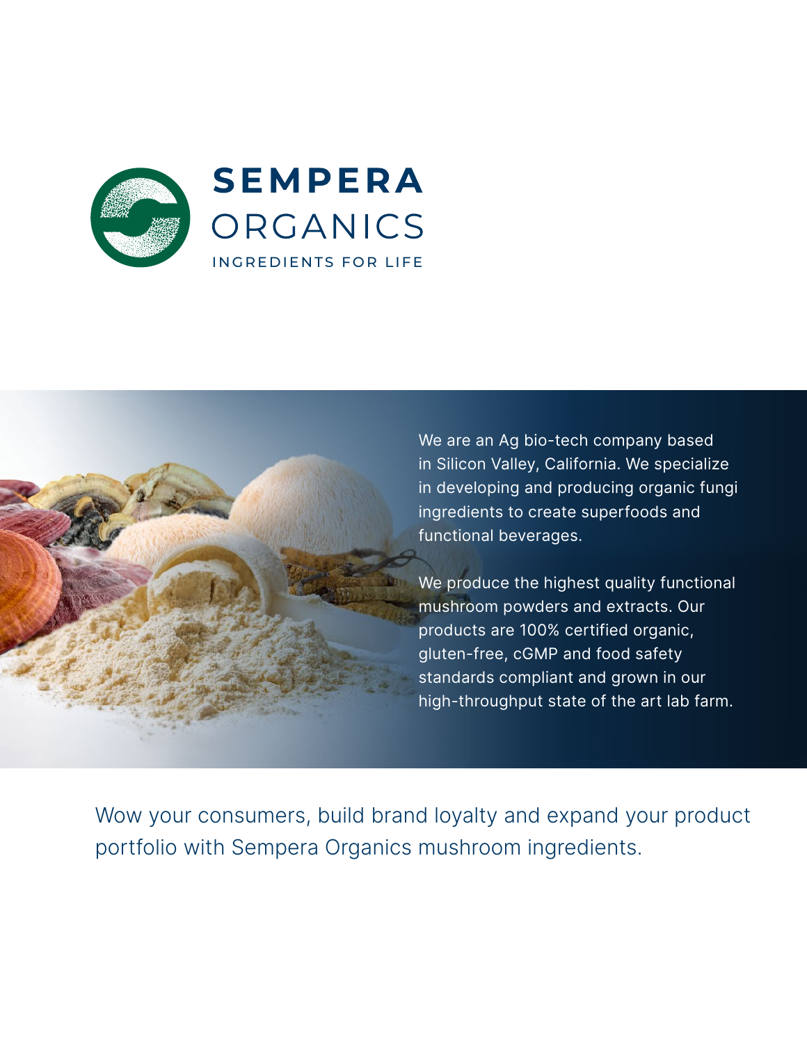# SEMPERA ORGANICS

INGREDIENTS FOR LIFE

We are an Ag bio-tech company based in Silicon Valley, California. We specialize in developing and producing organic fungi ingredients to create superfoods and functional beverages.

We produce the highest quality functional mushroom powders and extracts. Our products are 100% certified organic, gluten-free, cGMP and food safety standards compliant and grown in our high-throughput state of the art lab farm.

Wow your consumers, build brand loyalty and expand your product portfolio with Sempera Organics mushroom ingredients.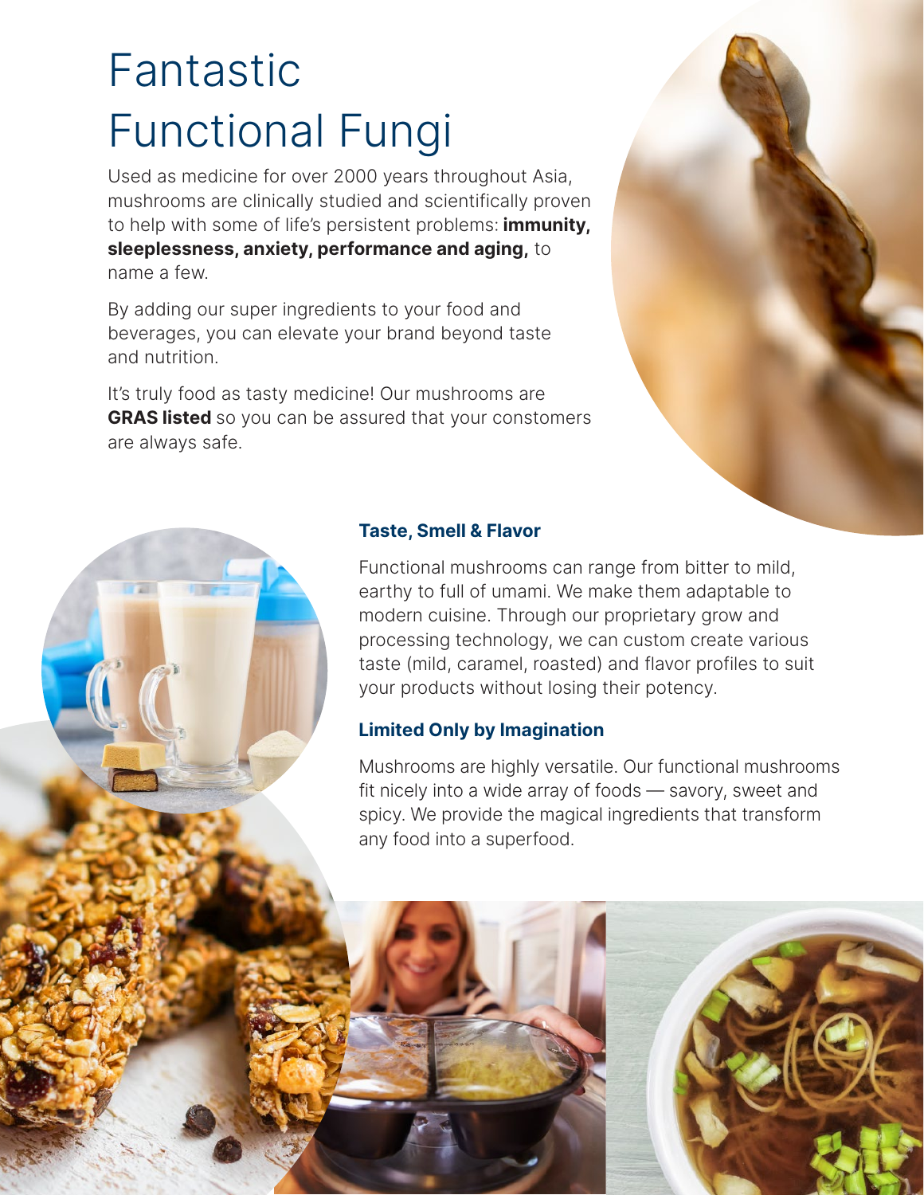# Fantastic Functional Fungi

Used as medicine for over 2000 years throughout Asia, mushrooms are clinically studied and scientifically proven to help with some of life's persistent problems: **immunity, sleeplessness, anxiety, performance and aging,** to name a few.

By adding our super ingredients to your food and beverages, you can elevate your brand beyond taste and nutrition.

It's truly food as tasty medicine! Our mushrooms are **GRAS listed** so you can be assured that your constomers are always safe.

### Taste, Smell & Flavor

Functional mushrooms can range from bitter to mild, earthy to full of umami. We make them adaptable to modern cuisine. Through our proprietary grow and processing technology, we can custom create various taste (mild, caramel, roasted) and flavor profiles to suit your products without losing their potency.

### Limited Only by Imagination

Mushrooms are highly versatile. Our functional mushrooms fit nicely into a wide array of foods — savory, sweet and spicy. We provide the magical ingredients that transform any food into a superfood.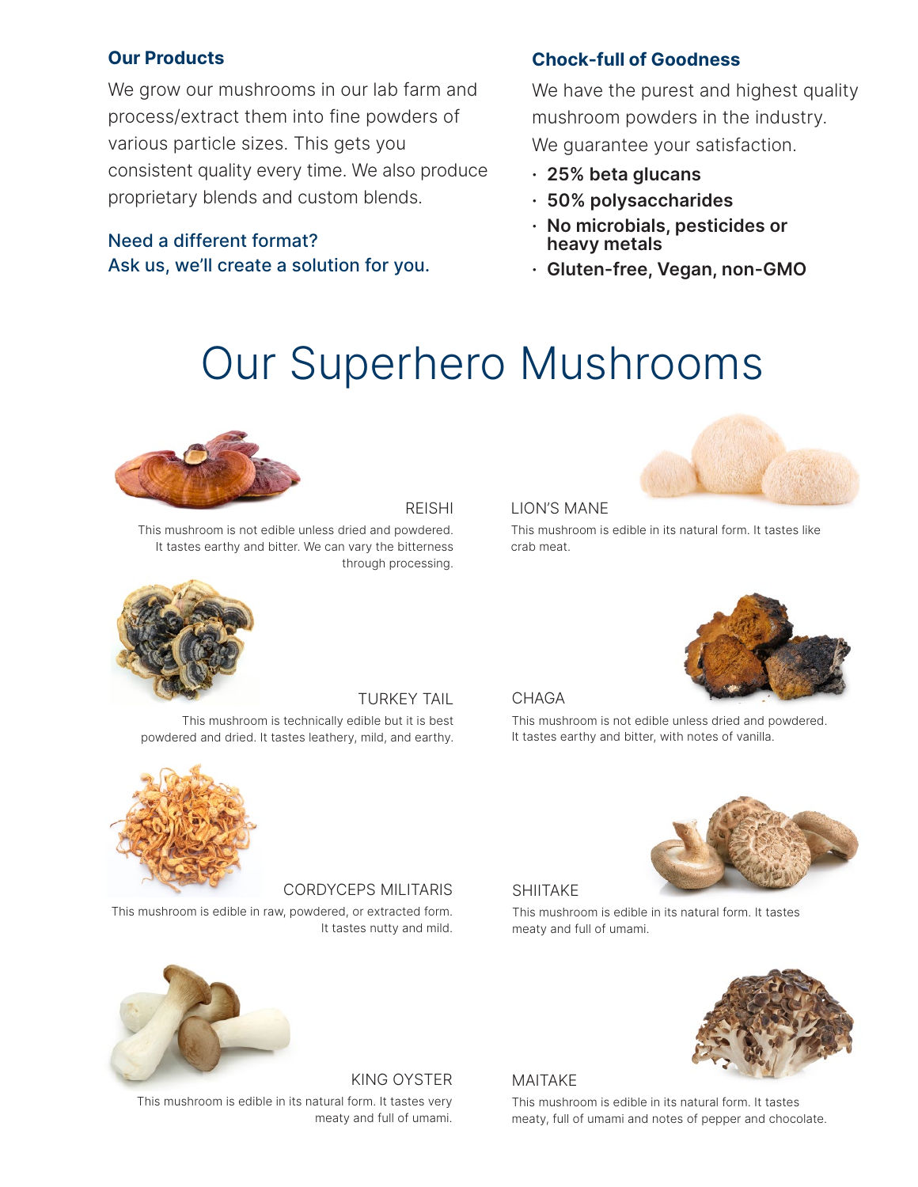### Our Products

We grow our mushrooms in our lab farm and process/extract them into fine powders of various particle sizes. This gets you consistent quality every time. We also produce proprietary blends and custom blends.

**Need a different format?**
**Ask us, we'll create a solution for you.**

### Chock-full of Goodness

We have the purest and highest quality mushroom powders in the industry. We guarantee your satisfaction.

- **25% beta glucans**
- **50% polysaccharides**
- **No microbials, pesticides or heavy metals**
- **Gluten-free, Vegan, non-GMO**

# Our Superhero Mushrooms

#### REISHI

This mushroom is not edible unless dried and powdered. It tastes earthy and bitter. We can vary the bitterness through processing.

#### LION'S MANE

This mushroom is edible in its natural form. It tastes like crab meat.

#### TURKEY TAIL

This mushroom is technically edible but it is best powdered and dried. It tastes leathery, mild, and earthy.

#### CHAGA

This mushroom is not edible unless dried and powdered. It tastes earthy and bitter, with notes of vanilla.

#### CORDYCEPS MILITARIS

This mushroom is edible in raw, powdered, or extracted form. It tastes nutty and mild.

#### SHIITAKE

This mushroom is edible in its natural form. It tastes meaty and full of umami.

#### KING OYSTER

This mushroom is edible in its natural form. It tastes very meaty and full of umami.

#### MAITAKE

This mushroom is edible in its natural form. It tastes meaty, full of umami and notes of pepper and chocolate.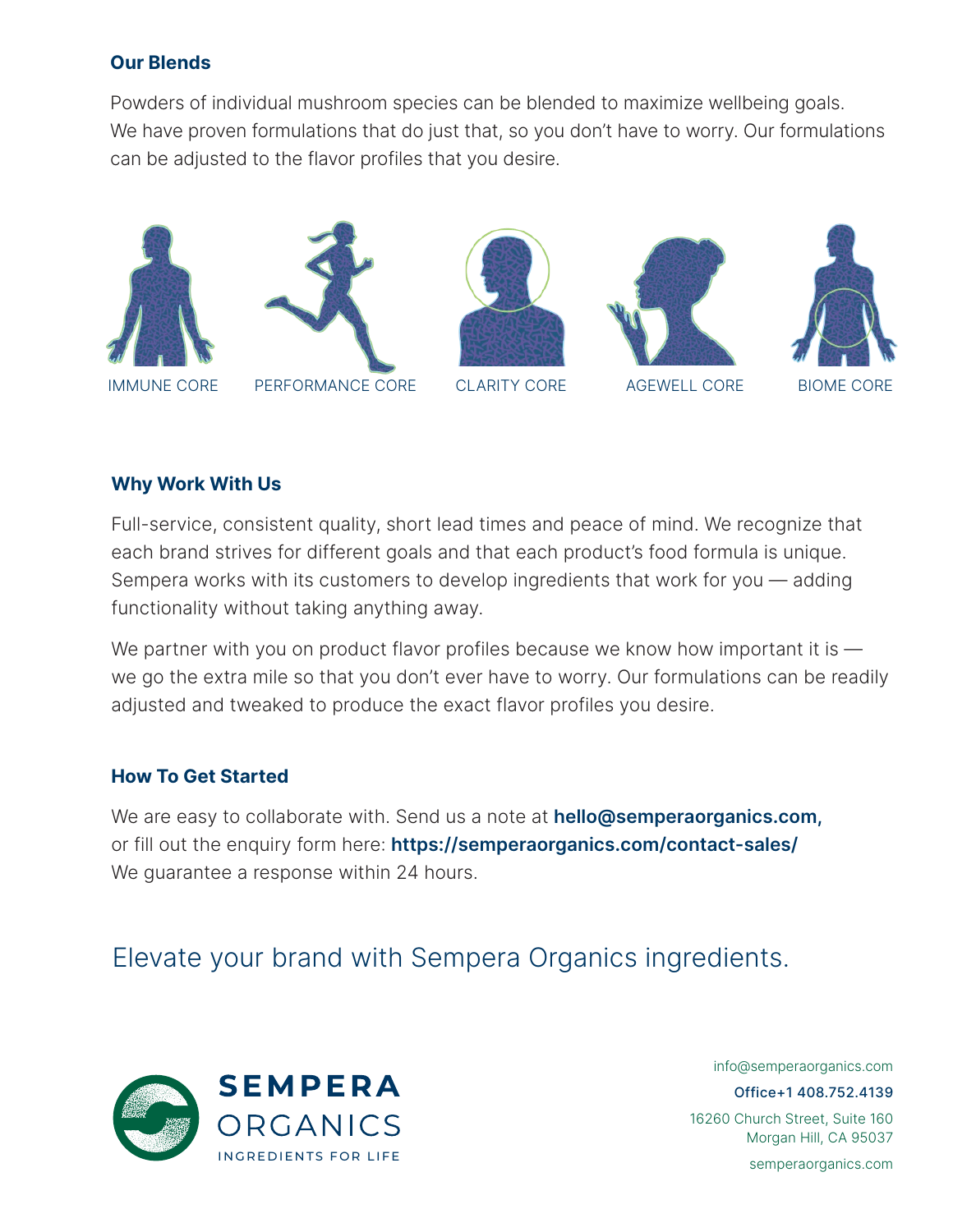## Our Blends

Powders of individual mushroom species can be blended to maximize wellbeing goals. We have proven formulations that do just that, so you don't have to worry. Our formulations can be adjusted to the flavor profiles that you desire.

IMMUNE CORE

PERFORMANCE CORE

CLARITY CORE

AGEWELL CORE

BIOME CORE

## Why Work With Us

Full-service, consistent quality, short lead times and peace of mind. We recognize that each brand strives for different goals and that each product's food formula is unique. Sempera works with its customers to develop ingredients that work for you — adding functionality without taking anything away.

We partner with you on product flavor profiles because we know how important it is — we go the extra mile so that you don't ever have to worry. Our formulations can be readily adjusted and tweaked to produce the exact flavor profiles you desire.

## How To Get Started

We are easy to collaborate with. Send us a note at **hello@semperaorganics.com,** or fill out the enquiry form here: **https://semperaorganics.com/contact-sales/**
We guarantee a response within 24 hours.

Elevate your brand with Sempera Organics ingredients.

**SEMPERA**
ORGANICS
INGREDIENTS FOR LIFE

info@semperaorganics.com
Office+1 408.752.4139
16260 Church Street, Suite 160
Morgan Hill, CA 95037
semperaorganics.com